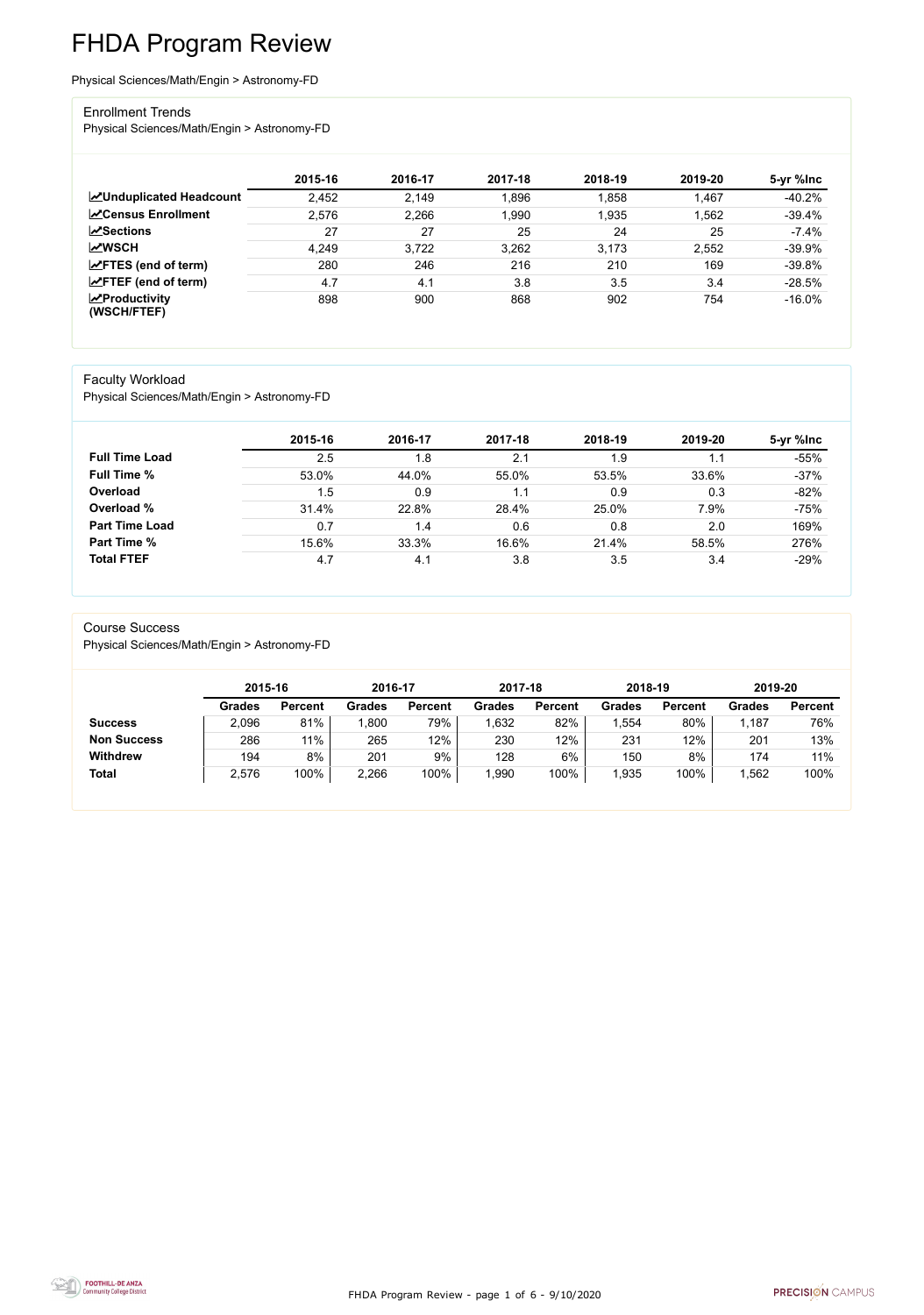# FHDA Program Review

Physical Sciences/Math/Engin > Astronomy-FD

## Enrollment Trends

Physical Sciences/Math/Engin > Astronomy-FD

| | 2015-16 | 2016-17 | 2017-18 | 2018-19 | 2019-20 | 5-yr %Inc |
|---|---|---|---|---|---|---|
| **Unduplicated Headcount** | 2,452 | 2,149 | 1,896 | 1,858 | 1,467 | -40.2% |
| **Census Enrollment** | 2,576 | 2,266 | 1,990 | 1,935 | 1,562 | -39.4% |
| **Sections** | 27 | 27 | 25 | 24 | 25 | -7.4% |
| **WSCH** | 4,249 | 3,722 | 3,262 | 3,173 | 2,552 | -39.9% |
| **FTES (end of term)** | 280 | 246 | 216 | 210 | 169 | -39.8% |
| **FTEF (end of term)** | 4.7 | 4.1 | 3.8 | 3.5 | 3.4 | -28.5% |
| **Productivity (WSCH/FTEF)** | 898 | 900 | 868 | 902 | 754 | -16.0% |

## Faculty Workload

Physical Sciences/Math/Engin > Astronomy-FD

| | 2015-16 | 2016-17 | 2017-18 | 2018-19 | 2019-20 | 5-yr %Inc |
|---|---|---|---|---|---|---|
| **Full Time Load** | 2.5 | 1.8 | 2.1 | 1.9 | 1.1 | -55% |
| **Full Time %** | 53.0% | 44.0% | 55.0% | 53.5% | 33.6% | -37% |
| **Overload** | 1.5 | 0.9 | 1.1 | 0.9 | 0.3 | -82% |
| **Overload %** | 31.4% | 22.8% | 28.4% | 25.0% | 7.9% | -75% |
| **Part Time Load** | 0.7 | 1.4 | 0.6 | 0.8 | 2.0 | 169% |
| **Part Time %** | 15.6% | 33.3% | 16.6% | 21.4% | 58.5% | 276% |
| **Total FTEF** | 4.7 | 4.1 | 3.8 | 3.5 | 3.4 | -29% |

## Course Success

Physical Sciences/Math/Engin > Astronomy-FD

| | 2015-16 | | 2016-17 | | 2017-18 | | 2018-19 | | 2019-20 | |
|---|---|---|---|---|---|---|---|---|---|---|
| | **Grades** | **Percent** | **Grades** | **Percent** | **Grades** | **Percent** | **Grades** | **Percent** | **Grades** | **Percent** |
| **Success** | 2,096 | 81% | 1,800 | 79% | 1,632 | 82% | 1,554 | 80% | 1,187 | 76% |
| **Non Success** | 286 | 11% | 265 | 12% | 230 | 12% | 231 | 12% | 201 | 13% |
| **Withdrew** | 194 | 8% | 201 | 9% | 128 | 6% | 150 | 8% | 174 | 11% |
| **Total** | 2,576 | 100% | 2,266 | 100% | 1,990 | 100% | 1,935 | 100% | 1,562 | 100% |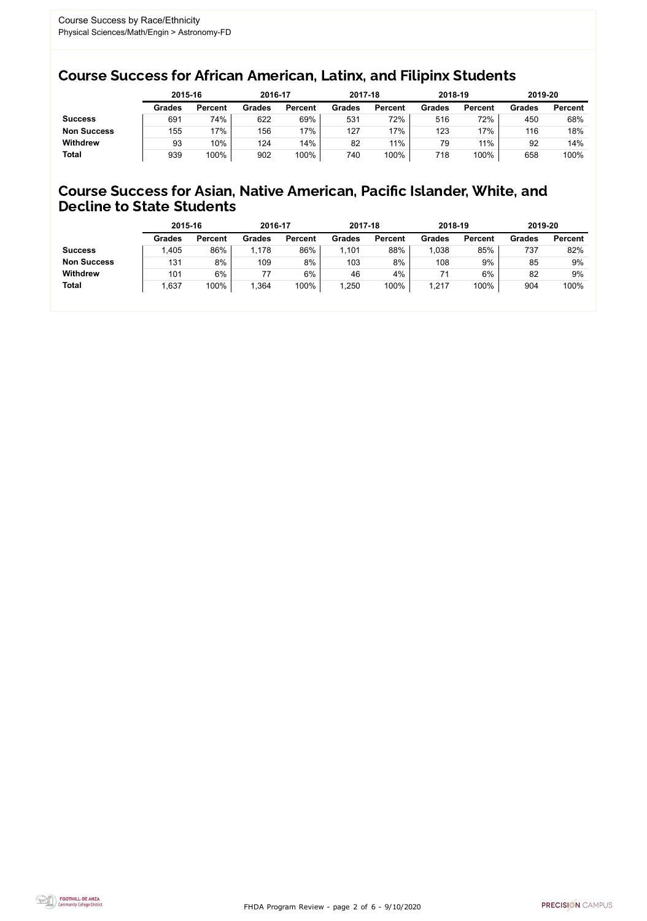Course Success by Race/Ethnicity
Physical Sciences/Math/Engin > Astronomy-FD

## Course Success for African American, Latinx, and Filipinx Students

| | 2015-16 | | 2016-17 | | 2017-18 | | 2018-19 | | 2019-20 | |
|---|---|---|---|---|---|---|---|---|---|---|
| | Grades | Percent | Grades | Percent | Grades | Percent | Grades | Percent | Grades | Percent |
| **Success** | 691 | 74% | 622 | 69% | 531 | 72% | 516 | 72% | 450 | 68% |
| **Non Success** | 155 | 17% | 156 | 17% | 127 | 17% | 123 | 17% | 116 | 18% |
| **Withdrew** | 93 | 10% | 124 | 14% | 82 | 11% | 79 | 11% | 92 | 14% |
| **Total** | 939 | 100% | 902 | 100% | 740 | 100% | 718 | 100% | 658 | 100% |

## Course Success for Asian, Native American, Pacific Islander, White, and Decline to State Students

| | 2015-16 | | 2016-17 | | 2017-18 | | 2018-19 | | 2019-20 | |
|---|---|---|---|---|---|---|---|---|---|---|
| | Grades | Percent | Grades | Percent | Grades | Percent | Grades | Percent | Grades | Percent |
| **Success** | 1,405 | 86% | 1,178 | 86% | 1,101 | 88% | 1,038 | 85% | 737 | 82% |
| **Non Success** | 131 | 8% | 109 | 8% | 103 | 8% | 108 | 9% | 85 | 9% |
| **Withdrew** | 101 | 6% | 77 | 6% | 46 | 4% | 71 | 6% | 82 | 9% |
| **Total** | 1,637 | 100% | 1,364 | 100% | 1,250 | 100% | 1,217 | 100% | 904 | 100% |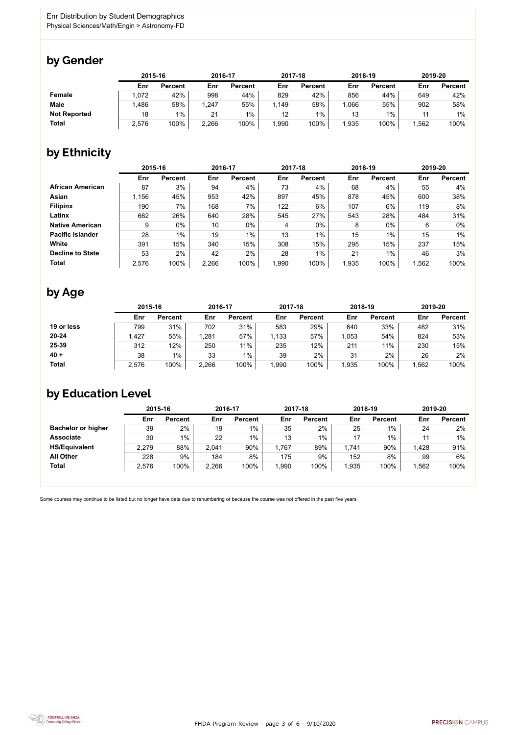Enr Distribution by Student Demographics
Physical Sciences/Math/Engin > Astronomy-FD

## by Gender

| | 2015-16 | | 2016-17 | | 2017-18 | | 2018-19 | | 2019-20 | |
|---|---|---|---|---|---|---|---|---|---|---|
| | Enr | Percent | Enr | Percent | Enr | Percent | Enr | Percent | Enr | Percent |
| **Female** | 1,072 | 42% | 998 | 44% | 829 | 42% | 856 | 44% | 649 | 42% |
| **Male** | 1,486 | 58% | 1,247 | 55% | 1,149 | 58% | 1,066 | 55% | 902 | 58% |
| **Not Reported** | 18 | 1% | 21 | 1% | 12 | 1% | 13 | 1% | 11 | 1% |
| **Total** | 2,576 | 100% | 2,266 | 100% | 1,990 | 100% | 1,935 | 100% | 1,562 | 100% |

## by Ethnicity

| | 2015-16 | | 2016-17 | | 2017-18 | | 2018-19 | | 2019-20 | |
|---|---|---|---|---|---|---|---|---|---|---|
| | Enr | Percent | Enr | Percent | Enr | Percent | Enr | Percent | Enr | Percent |
| **African American** | 87 | 3% | 94 | 4% | 73 | 4% | 68 | 4% | 55 | 4% |
| **Asian** | 1,156 | 45% | 953 | 42% | 897 | 45% | 878 | 45% | 600 | 38% |
| **Filipinx** | 190 | 7% | 168 | 7% | 122 | 6% | 107 | 6% | 119 | 8% |
| **Latinx** | 662 | 26% | 640 | 28% | 545 | 27% | 543 | 28% | 484 | 31% |
| **Native American** | 9 | 0% | 10 | 0% | 4 | 0% | 8 | 0% | 6 | 0% |
| **Pacific Islander** | 28 | 1% | 19 | 1% | 13 | 1% | 15 | 1% | 15 | 1% |
| **White** | 391 | 15% | 340 | 15% | 308 | 15% | 295 | 15% | 237 | 15% |
| **Decline to State** | 53 | 2% | 42 | 2% | 28 | 1% | 21 | 1% | 46 | 3% |
| **Total** | 2,576 | 100% | 2,266 | 100% | 1,990 | 100% | 1,935 | 100% | 1,562 | 100% |

## by Age

| | 2015-16 | | 2016-17 | | 2017-18 | | 2018-19 | | 2019-20 | |
|---|---|---|---|---|---|---|---|---|---|---|
| | Enr | Percent | Enr | Percent | Enr | Percent | Enr | Percent | Enr | Percent |
| **19 or less** | 799 | 31% | 702 | 31% | 583 | 29% | 640 | 33% | 482 | 31% |
| **20-24** | 1,427 | 55% | 1,281 | 57% | 1,133 | 57% | 1,053 | 54% | 824 | 53% |
| **25-39** | 312 | 12% | 250 | 11% | 235 | 12% | 211 | 11% | 230 | 15% |
| **40 +** | 38 | 1% | 33 | 1% | 39 | 2% | 31 | 2% | 26 | 2% |
| **Total** | 2,576 | 100% | 2,266 | 100% | 1,990 | 100% | 1,935 | 100% | 1,562 | 100% |

## by Education Level

| | 2015-16 | | 2016-17 | | 2017-18 | | 2018-19 | | 2019-20 | |
|---|---|---|---|---|---|---|---|---|---|---|
| | Enr | Percent | Enr | Percent | Enr | Percent | Enr | Percent | Enr | Percent |
| **Bachelor or higher** | 39 | 2% | 19 | 1% | 35 | 2% | 25 | 1% | 24 | 2% |
| **Associate** | 30 | 1% | 22 | 1% | 13 | 1% | 17 | 1% | 11 | 1% |
| **HS/Equivalent** | 2,279 | 88% | 2,041 | 90% | 1,767 | 89% | 1,741 | 90% | 1,428 | 91% |
| **All Other** | 228 | 9% | 184 | 8% | 175 | 9% | 152 | 8% | 99 | 6% |
| **Total** | 2,576 | 100% | 2,266 | 100% | 1,990 | 100% | 1,935 | 100% | 1,562 | 100% |

Some courses may continue to be listed but no longer have data due to renumbering or because the course was not offered in the past five years.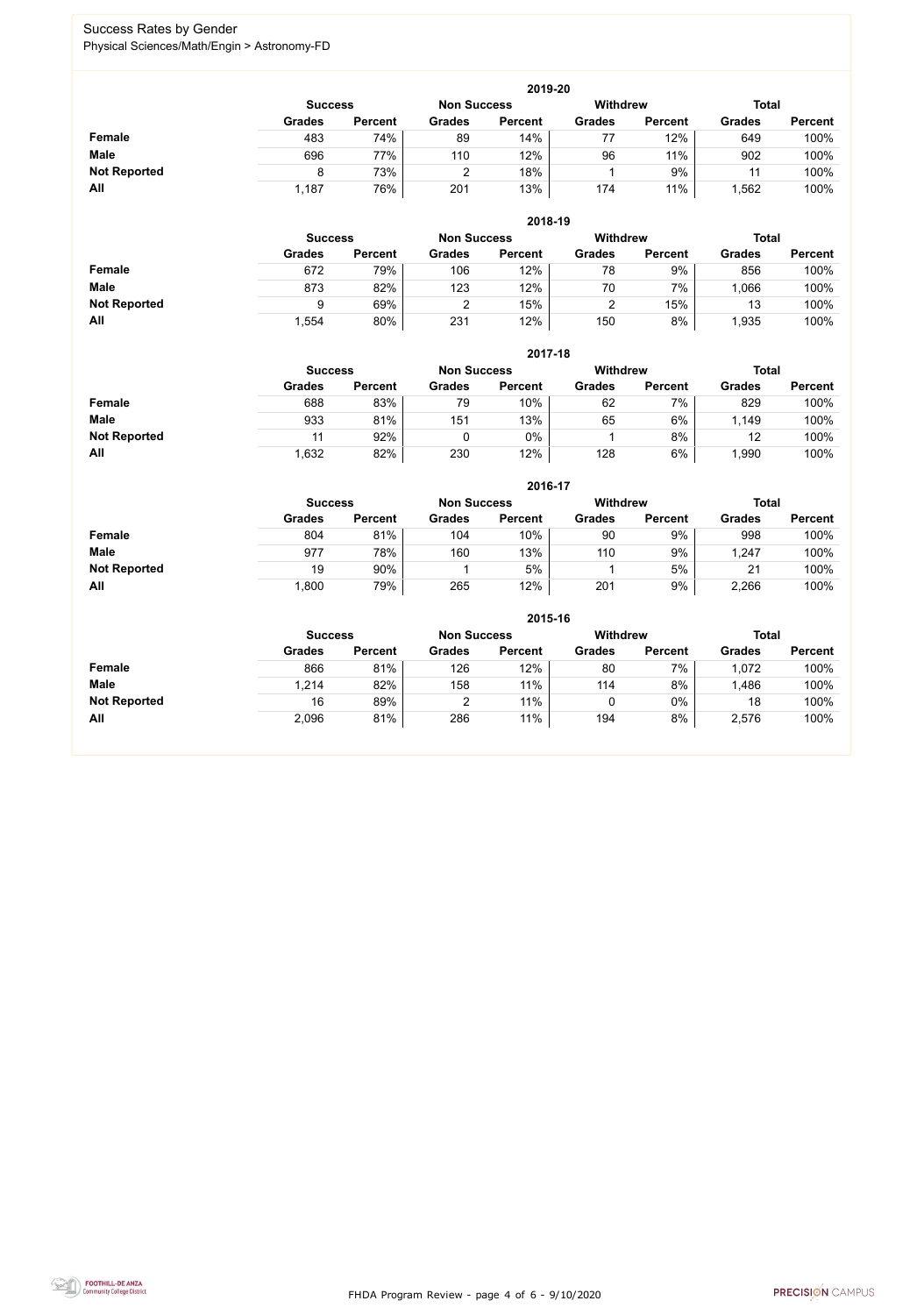## Success Rates by Gender

Physical Sciences/Math/Engin > Astronomy-FD

### 2019-20

| | Success | | Non Success | | Withdrew | | Total | |
|---|---|---|---|---|---|---|---|---|
| | Grades | Percent | Grades | Percent | Grades | Percent | Grades | Percent |
| **Female** | 483 | 74% | 89 | 14% | 77 | 12% | 649 | 100% |
| **Male** | 696 | 77% | 110 | 12% | 96 | 11% | 902 | 100% |
| **Not Reported** | 8 | 73% | 2 | 18% | 1 | 9% | 11 | 100% |
| **All** | 1,187 | 76% | 201 | 13% | 174 | 11% | 1,562 | 100% |

### 2018-19

| | Success | | Non Success | | Withdrew | | Total | |
|---|---|---|---|---|---|---|---|---|
| | Grades | Percent | Grades | Percent | Grades | Percent | Grades | Percent |
| **Female** | 672 | 79% | 106 | 12% | 78 | 9% | 856 | 100% |
| **Male** | 873 | 82% | 123 | 12% | 70 | 7% | 1,066 | 100% |
| **Not Reported** | 9 | 69% | 2 | 15% | 2 | 15% | 13 | 100% |
| **All** | 1,554 | 80% | 231 | 12% | 150 | 8% | 1,935 | 100% |

### 2017-18

| | Success | | Non Success | | Withdrew | | Total | |
|---|---|---|---|---|---|---|---|---|
| | Grades | Percent | Grades | Percent | Grades | Percent | Grades | Percent |
| **Female** | 688 | 83% | 79 | 10% | 62 | 7% | 829 | 100% |
| **Male** | 933 | 81% | 151 | 13% | 65 | 6% | 1,149 | 100% |
| **Not Reported** | 11 | 92% | 0 | 0% | 1 | 8% | 12 | 100% |
| **All** | 1,632 | 82% | 230 | 12% | 128 | 6% | 1,990 | 100% |

### 2016-17

| | Success | | Non Success | | Withdrew | | Total | |
|---|---|---|---|---|---|---|---|---|
| | Grades | Percent | Grades | Percent | Grades | Percent | Grades | Percent |
| **Female** | 804 | 81% | 104 | 10% | 90 | 9% | 998 | 100% |
| **Male** | 977 | 78% | 160 | 13% | 110 | 9% | 1,247 | 100% |
| **Not Reported** | 19 | 90% | 1 | 5% | 1 | 5% | 21 | 100% |
| **All** | 1,800 | 79% | 265 | 12% | 201 | 9% | 2,266 | 100% |

### 2015-16

| | Success | | Non Success | | Withdrew | | Total | |
|---|---|---|---|---|---|---|---|---|
| | Grades | Percent | Grades | Percent | Grades | Percent | Grades | Percent |
| **Female** | 866 | 81% | 126 | 12% | 80 | 7% | 1,072 | 100% |
| **Male** | 1,214 | 82% | 158 | 11% | 114 | 8% | 1,486 | 100% |
| **Not Reported** | 16 | 89% | 2 | 11% | 0 | 0% | 18 | 100% |
| **All** | 2,096 | 81% | 286 | 11% | 194 | 8% | 2,576 | 100% |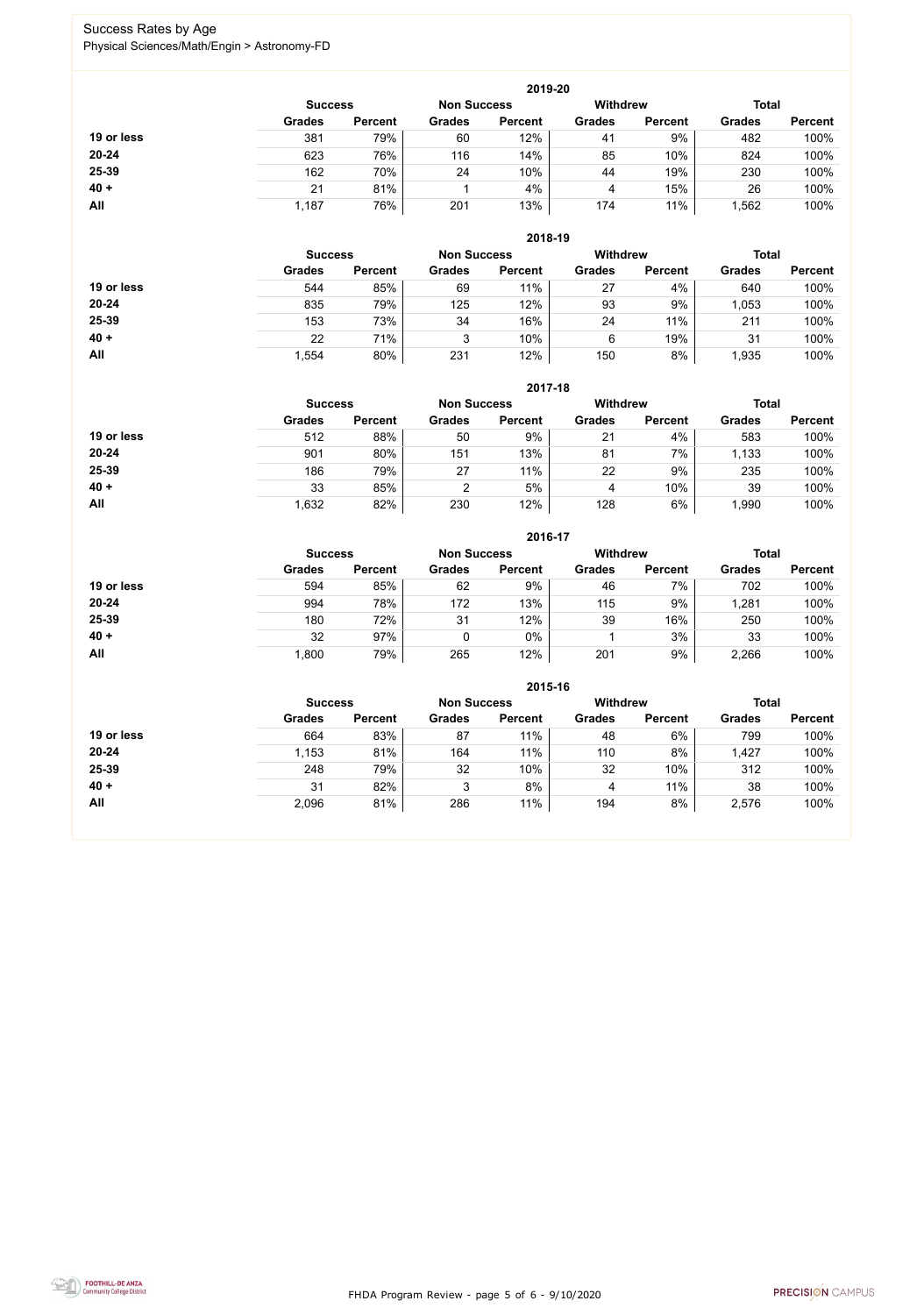# Success Rates by Age

Physical Sciences/Math/Engin > Astronomy-FD

| 2019-20 | Success | | Non Success | | Withdrew | | Total | |
|---|---|---|---|---|---|---|---|---|
| | Grades | Percent | Grades | Percent | Grades | Percent | Grades | Percent |
| **19 or less** | 381 | 79% | 60 | 12% | 41 | 9% | 482 | 100% |
| **20-24** | 623 | 76% | 116 | 14% | 85 | 10% | 824 | 100% |
| **25-39** | 162 | 70% | 24 | 10% | 44 | 19% | 230 | 100% |
| **40 +** | 21 | 81% | 1 | 4% | 4 | 15% | 26 | 100% |
| **All** | 1,187 | 76% | 201 | 13% | 174 | 11% | 1,562 | 100% |

| 2018-19 | Success | | Non Success | | Withdrew | | Total | |
|---|---|---|---|---|---|---|---|---|
| | Grades | Percent | Grades | Percent | Grades | Percent | Grades | Percent |
| **19 or less** | 544 | 85% | 69 | 11% | 27 | 4% | 640 | 100% |
| **20-24** | 835 | 79% | 125 | 12% | 93 | 9% | 1,053 | 100% |
| **25-39** | 153 | 73% | 34 | 16% | 24 | 11% | 211 | 100% |
| **40 +** | 22 | 71% | 3 | 10% | 6 | 19% | 31 | 100% |
| **All** | 1,554 | 80% | 231 | 12% | 150 | 8% | 1,935 | 100% |

| 2017-18 | Success | | Non Success | | Withdrew | | Total | |
|---|---|---|---|---|---|---|---|---|
| | Grades | Percent | Grades | Percent | Grades | Percent | Grades | Percent |
| **19 or less** | 512 | 88% | 50 | 9% | 21 | 4% | 583 | 100% |
| **20-24** | 901 | 80% | 151 | 13% | 81 | 7% | 1,133 | 100% |
| **25-39** | 186 | 79% | 27 | 11% | 22 | 9% | 235 | 100% |
| **40 +** | 33 | 85% | 2 | 5% | 4 | 10% | 39 | 100% |
| **All** | 1,632 | 82% | 230 | 12% | 128 | 6% | 1,990 | 100% |

| 2016-17 | Success | | Non Success | | Withdrew | | Total | |
|---|---|---|---|---|---|---|---|---|
| | Grades | Percent | Grades | Percent | Grades | Percent | Grades | Percent |
| **19 or less** | 594 | 85% | 62 | 9% | 46 | 7% | 702 | 100% |
| **20-24** | 994 | 78% | 172 | 13% | 115 | 9% | 1,281 | 100% |
| **25-39** | 180 | 72% | 31 | 12% | 39 | 16% | 250 | 100% |
| **40 +** | 32 | 97% | 0 | 0% | 1 | 3% | 33 | 100% |
| **All** | 1,800 | 79% | 265 | 12% | 201 | 9% | 2,266 | 100% |

| 2015-16 | Success | | Non Success | | Withdrew | | Total | |
|---|---|---|---|---|---|---|---|---|
| | Grades | Percent | Grades | Percent | Grades | Percent | Grades | Percent |
| **19 or less** | 664 | 83% | 87 | 11% | 48 | 6% | 799 | 100% |
| **20-24** | 1,153 | 81% | 164 | 11% | 110 | 8% | 1,427 | 100% |
| **25-39** | 248 | 79% | 32 | 10% | 32 | 10% | 312 | 100% |
| **40 +** | 31 | 82% | 3 | 8% | 4 | 11% | 38 | 100% |
| **All** | 2,096 | 81% | 286 | 11% | 194 | 8% | 2,576 | 100% |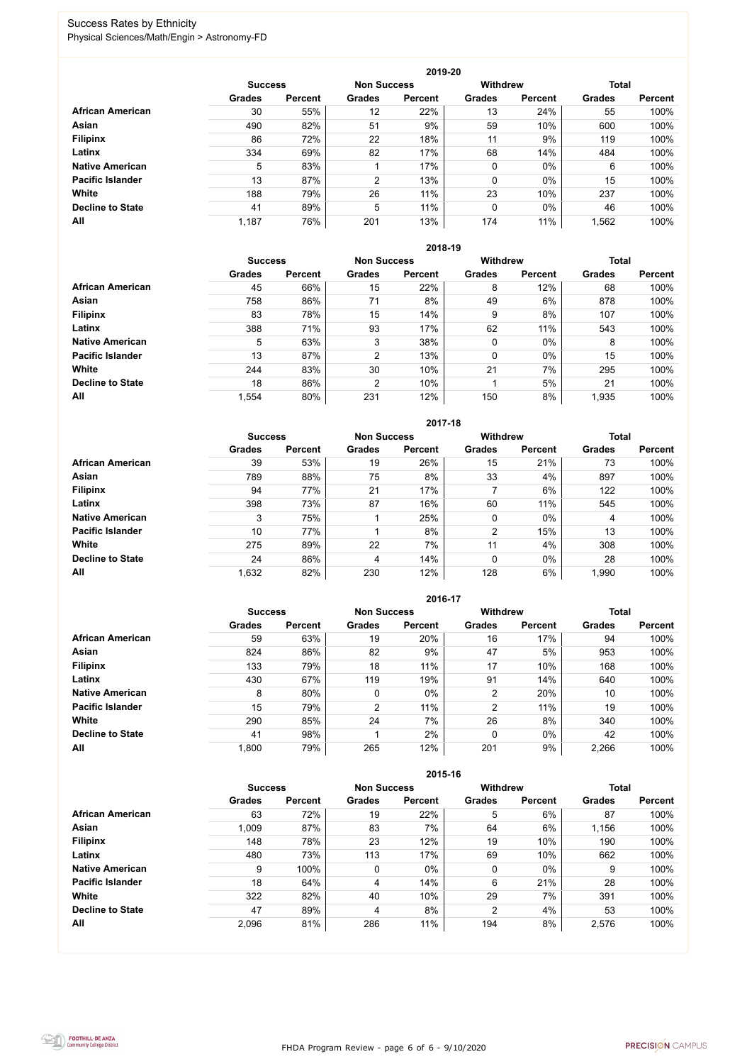# Success Rates by Ethnicity

Physical Sciences/Math/Engin > Astronomy-FD

## 2019-20

| | Success | | Non Success | | Withdrew | | Total | |
|---|---|---|---|---|---|---|---|---|
| | Grades | Percent | Grades | Percent | Grades | Percent | Grades | Percent |
| **African American** | 30 | 55% | 12 | 22% | 13 | 24% | 55 | 100% |
| **Asian** | 490 | 82% | 51 | 9% | 59 | 10% | 600 | 100% |
| **Filipinx** | 86 | 72% | 22 | 18% | 11 | 9% | 119 | 100% |
| **Latinx** | 334 | 69% | 82 | 17% | 68 | 14% | 484 | 100% |
| **Native American** | 5 | 83% | 1 | 17% | 0 | 0% | 6 | 100% |
| **Pacific Islander** | 13 | 87% | 2 | 13% | 0 | 0% | 15 | 100% |
| **White** | 188 | 79% | 26 | 11% | 23 | 10% | 237 | 100% |
| **Decline to State** | 41 | 89% | 5 | 11% | 0 | 0% | 46 | 100% |
| **All** | 1,187 | 76% | 201 | 13% | 174 | 11% | 1,562 | 100% |

## 2018-19

| | Success | | Non Success | | Withdrew | | Total | |
|---|---|---|---|---|---|---|---|---|
| | Grades | Percent | Grades | Percent | Grades | Percent | Grades | Percent |
| **African American** | 45 | 66% | 15 | 22% | 8 | 12% | 68 | 100% |
| **Asian** | 758 | 86% | 71 | 8% | 49 | 6% | 878 | 100% |
| **Filipinx** | 83 | 78% | 15 | 14% | 9 | 8% | 107 | 100% |
| **Latinx** | 388 | 71% | 93 | 17% | 62 | 11% | 543 | 100% |
| **Native American** | 5 | 63% | 3 | 38% | 0 | 0% | 8 | 100% |
| **Pacific Islander** | 13 | 87% | 2 | 13% | 0 | 0% | 15 | 100% |
| **White** | 244 | 83% | 30 | 10% | 21 | 7% | 295 | 100% |
| **Decline to State** | 18 | 86% | 2 | 10% | 1 | 5% | 21 | 100% |
| **All** | 1,554 | 80% | 231 | 12% | 150 | 8% | 1,935 | 100% |

## 2017-18

| | Success | | Non Success | | Withdrew | | Total | |
|---|---|---|---|---|---|---|---|---|
| | Grades | Percent | Grades | Percent | Grades | Percent | Grades | Percent |
| **African American** | 39 | 53% | 19 | 26% | 15 | 21% | 73 | 100% |
| **Asian** | 789 | 88% | 75 | 8% | 33 | 4% | 897 | 100% |
| **Filipinx** | 94 | 77% | 21 | 17% | 7 | 6% | 122 | 100% |
| **Latinx** | 398 | 73% | 87 | 16% | 60 | 11% | 545 | 100% |
| **Native American** | 3 | 75% | 1 | 25% | 0 | 0% | 4 | 100% |
| **Pacific Islander** | 10 | 77% | 1 | 8% | 2 | 15% | 13 | 100% |
| **White** | 275 | 89% | 22 | 7% | 11 | 4% | 308 | 100% |
| **Decline to State** | 24 | 86% | 4 | 14% | 0 | 0% | 28 | 100% |
| **All** | 1,632 | 82% | 230 | 12% | 128 | 6% | 1,990 | 100% |

## 2016-17

| | Success | | Non Success | | Withdrew | | Total | |
|---|---|---|---|---|---|---|---|---|
| | Grades | Percent | Grades | Percent | Grades | Percent | Grades | Percent |
| **African American** | 59 | 63% | 19 | 20% | 16 | 17% | 94 | 100% |
| **Asian** | 824 | 86% | 82 | 9% | 47 | 5% | 953 | 100% |
| **Filipinx** | 133 | 79% | 18 | 11% | 17 | 10% | 168 | 100% |
| **Latinx** | 430 | 67% | 119 | 19% | 91 | 14% | 640 | 100% |
| **Native American** | 8 | 80% | 0 | 0% | 2 | 20% | 10 | 100% |
| **Pacific Islander** | 15 | 79% | 2 | 11% | 2 | 11% | 19 | 100% |
| **White** | 290 | 85% | 24 | 7% | 26 | 8% | 340 | 100% |
| **Decline to State** | 41 | 98% | 1 | 2% | 0 | 0% | 42 | 100% |
| **All** | 1,800 | 79% | 265 | 12% | 201 | 9% | 2,266 | 100% |

## 2015-16

| | Success | | Non Success | | Withdrew | | Total | |
|---|---|---|---|---|---|---|---|---|
| | Grades | Percent | Grades | Percent | Grades | Percent | Grades | Percent |
| **African American** | 63 | 72% | 19 | 22% | 5 | 6% | 87 | 100% |
| **Asian** | 1,009 | 87% | 83 | 7% | 64 | 6% | 1,156 | 100% |
| **Filipinx** | 148 | 78% | 23 | 12% | 19 | 10% | 190 | 100% |
| **Latinx** | 480 | 73% | 113 | 17% | 69 | 10% | 662 | 100% |
| **Native American** | 9 | 100% | 0 | 0% | 0 | 0% | 9 | 100% |
| **Pacific Islander** | 18 | 64% | 4 | 14% | 6 | 21% | 28 | 100% |
| **White** | 322 | 82% | 40 | 10% | 29 | 7% | 391 | 100% |
| **Decline to State** | 47 | 89% | 4 | 8% | 2 | 4% | 53 | 100% |
| **All** | 2,096 | 81% | 286 | 11% | 194 | 8% | 2,576 | 100% |